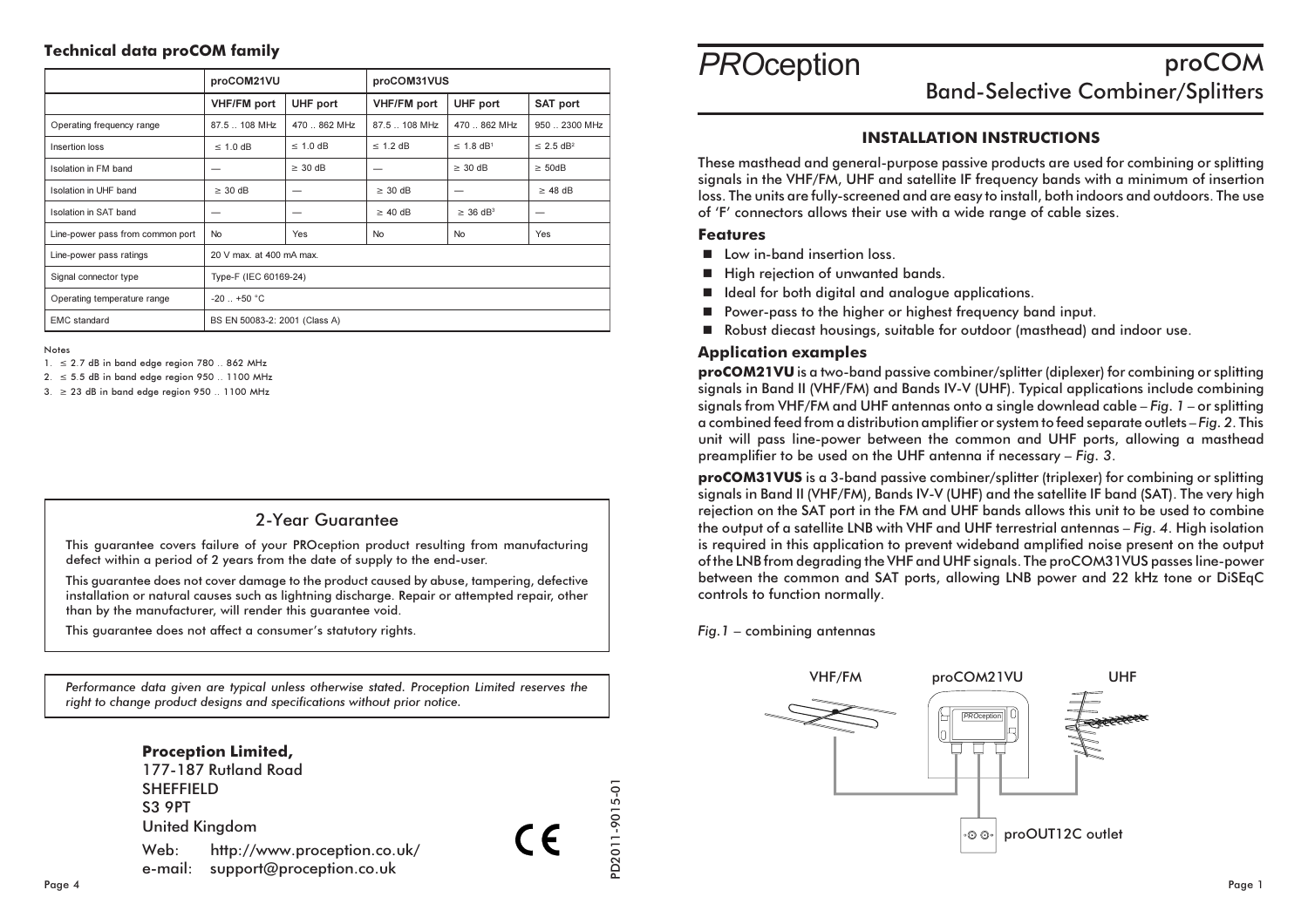## Technical data proCOM family

| | proCOM21VU | | proCOM31VUS | | |
|---|---|---|---|---|---|
| | VHF/FM port | UHF port | VHF/FM port | UHF port | SAT port |
| Operating frequency range | 87.5 .. 108 MHz | 470 .. 862 MHz | 87.5 .. 108 MHz | 470 .. 862 MHz | 950 .. 2300 MHz |
| Insertion loss | ≤ 1.0 dB | ≤ 1.0 dB | ≤ 1.2 dB | ≤ 1.8 dB[1] | ≤ 2.5 dB[2] |
| Isolation in FM band | — | ≥ 30 dB | — | ≥ 30 dB | ≥ 50dB |
| Isolation in UHF band | ≥ 30 dB | — | ≥ 30 dB | — | ≥ 48 dB |
| Isolation in SAT band | — | — | ≥ 40 dB | ≥ 36 dB[3] | — |
| Line-power pass from common port | No | Yes | No | No | Yes |
| Line-power pass ratings | 20 V max. at 400 mA max. | | | | |
| Signal connector type | Type-F (IEC 60169-24) | | | | |
| Operating temperature range | -20 .. +50 °C | | | | |
| EMC standard | BS EN 50083-2: 2001 (Class A) | | | | |

Notes

1. ≤ 2.7 dB in band edge region 780 .. 862 MHz
2. ≤ 5.5 dB in band edge region 950 .. 1100 MHz
3. ≥ 23 dB in band edge region 950 .. 1100 MHz

### 2-Year Guarantee

This guarantee covers failure of your PROception product resulting from manufacturing defect within a period of 2 years from the date of supply to the end-user.

This guarantee does not cover damage to the product caused by abuse, tampering, defective installation or natural causes such as lightning discharge. Repair or attempted repair, other than by the manufacturer, will render this guarantee void.

This guarantee does not affect a consumer's statutory rights.

*Performance data given are typical unless otherwise stated. Proception Limited reserves the right to change product designs and specifications without prior notice.*

**Proception Limited,**
177-187 Rutland Road
SHEFFIELD
S3 9PT
United Kingdom
Web: http://www.proception.co.uk/
e-mail: support@proception.co.uk

CE

PD2011-9015-01

# PROception proCOM Band-Selective Combiner/Splitters

## INSTALLATION INSTRUCTIONS

These masthead and general-purpose passive products are used for combining or splitting signals in the VHF/FM, UHF and satellite IF frequency bands with a minimum of insertion loss. The units are fully-screened and are easy to install, both indoors and outdoors. The use of 'F' connectors allows their use with a wide range of cable sizes.

### Features

- Low in-band insertion loss.
- High rejection of unwanted bands.
- Ideal for both digital and analogue applications.
- Power-pass to the higher or highest frequency band input.
- Robust diecast housings, suitable for outdoor (masthead) and indoor use.

### Application examples

**proCOM21VU** is a two-band passive combiner/splitter (diplexer) for combining or splitting signals in Band II (VHF/FM) and Bands IV-V (UHF). Typical applications include combining signals from VHF/FM and UHF antennas onto a single downlead cable – *Fig. 1* – or splitting a combined feed from a distribution amplifier or system to feed separate outlets – *Fig. 2*. This unit will pass line-power between the common and UHF ports, allowing a masthead preamplifier to be used on the UHF antenna if necessary – *Fig. 3*.

**proCOM31VUS** is a 3-band passive combiner/splitter (triplexer) for combining or splitting signals in Band II (VHF/FM), Bands IV-V (UHF) and the satellite IF band (SAT). The very high rejection on the SAT port in the FM and UHF bands allows this unit to be used to combine the output of a satellite LNB with VHF and UHF terrestrial antennas – *Fig. 4*. High isolation is required in this application to prevent wideband amplified noise present on the output of the LNB from degrading the VHF and UHF signals. The proCOM31VUS passes line-power between the common and SAT ports, allowing LNB power and 22 kHz tone or DiSEqC controls to function normally.

*Fig.1* – combining antennas

VHF/FM proCOM21VU UHF

proOUT12C outlet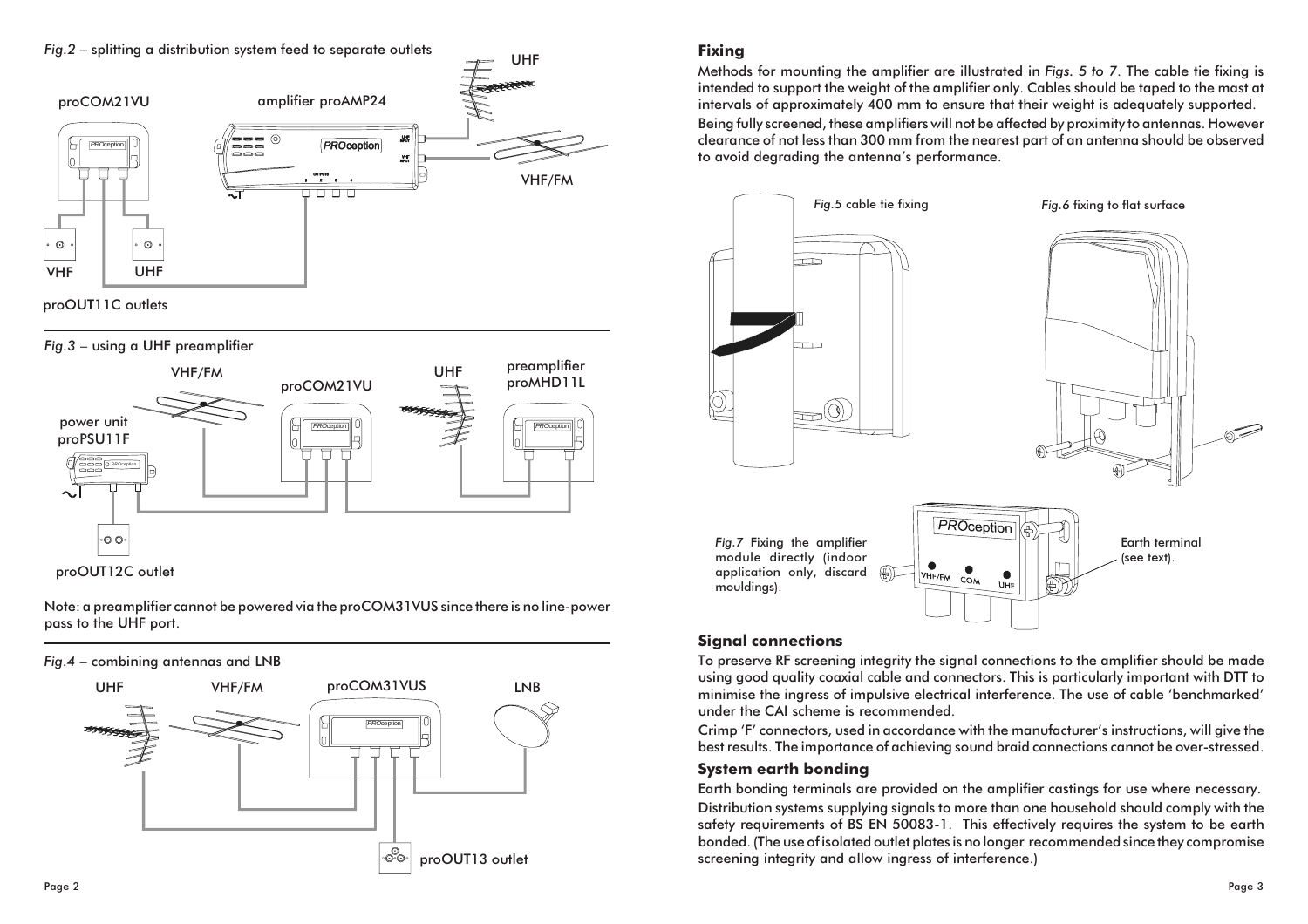*Fig.2* – splitting a distribution system feed to separate outlets

proCOM21VU

amplifier proAMP24

UHF

VHF/FM

VHF

UHF

proOUT11C outlets

*Fig.3* – using a UHF preamplifier

VHF/FM

proCOM21VU

UHF

preamplifier proMHD11L

power unit proPSU11F

proOUT12C outlet

Note: a preamplifier cannot be powered via the proCOM31VUS since there is no line-power pass to the UHF port.

*Fig.4* – combining antennas and LNB

UHF

VHF/FM

proCOM31VUS

LNB

proOUT13 outlet

## Fixing

Methods for mounting the amplifier are illustrated in *Figs. 5 to 7*. The cable tie fixing is intended to support the weight of the amplifier only. Cables should be taped to the mast at intervals of approximately 400 mm to ensure that their weight is adequately supported.

Being fully screened, these amplifiers will not be affected by proximity to antennas. However clearance of not less than 300 mm from the nearest part of an antenna should be observed to avoid degrading the antenna's performance.

*Fig.5* cable tie fixing

*Fig.6* fixing to flat surface

*Fig.7* Fixing the amplifier module directly (indoor application only, discard mouldings).

Earth terminal (see text).

## Signal connections

To preserve RF screening integrity the signal connections to the amplifier should be made using good quality coaxial cable and connectors. This is particularly important with DTT to minimise the ingress of impulsive electrical interference. The use of cable 'benchmarked' under the CAI scheme is recommended.

Crimp 'F' connectors, used in accordance with the manufacturer's instructions, will give the best results. The importance of achieving sound braid connections cannot be over-stressed.

## System earth bonding

Earth bonding terminals are provided on the amplifier castings for use where necessary.

Distribution systems supplying signals to more than one household should comply with the safety requirements of BS EN 50083-1. This effectively requires the system to be earth bonded. (The use of isolated outlet plates is no longer recommended since they compromise screening integrity and allow ingress of interference.)